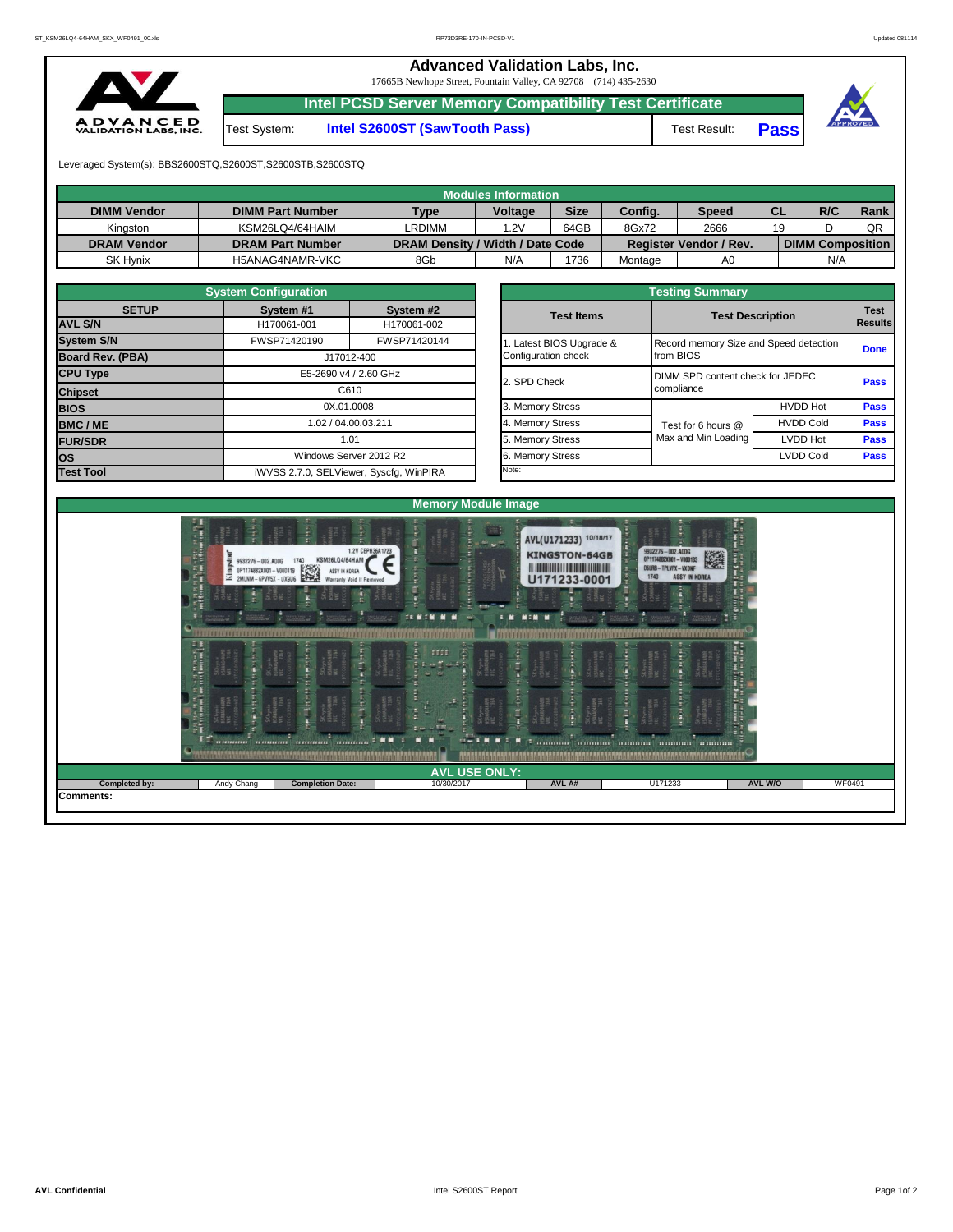# Advanced Validation Labs, Inc.

17665B Newhope Street, Fountain Valley, CA 92708 (714) 435-2630

## Intel PCSD Server Memory Compatibility Test Certificate

| Test System: | Intel S2600ST (SawTooth Pass) | Test Result: | Pass |
|---|---|---|---|

Leveraged System(s): BBS2600STQ,S2600ST,S2600STB,S2600STQ

### Modules Information

| DIMM Vendor | DIMM Part Number | Type | Voltage | Size | Config. | Speed | CL | R/C | Rank |
|---|---|---|---|---|---|---|---|---|---|
| Kingston | KSM26LQ4/64HAIM | LRDIMM | 1.2V | 64GB | 8Gx72 | 2666 | 19 | D | QR |
| **DRAM Vendor** | **DRAM Part Number** | **DRAM Density / Width / Date Code** | | | **Register Vendor / Rev.** | | **DIMM Composition** | | |
| SK Hynix | H5ANAG4NAMR-VKC | 8Gb | N/A | 1736 | Montage | A0 | N/A | | |

### System Configuration

| SETUP | System #1 | System #2 |
|---|---|---|
| AVL S/N | H170061-001 | H170061-002 |
| System S/N | FWSP71420190 | FWSP71420144 |
| Board Rev. (PBA) | J17012-400 | |
| CPU Type | E5-2690 v4 / 2.60 GHz | |
| Chipset | C610 | |
| BIOS | 0X.01.0008 | |
| BMC / ME | 1.02 / 04.00.03.211 | |
| FUR/SDR | 1.01 | |
| OS | Windows Server 2012 R2 | |
| Test Tool | iWVSS 2.7.0, SELViewer, Syscfg, WinPIRA | |

### Testing Summary

| Test Items | Test Description | | Test Results |
|---|---|---|---|
| 1. Latest BIOS Upgrade & Configuration check | Record memory Size and Speed detection from BIOS | | Done |
| 2. SPD Check | DIMM SPD content check for JEDEC compliance | | Pass |
| 3. Memory Stress | Test for 6 hours @ Max and Min Loading | HVDD Hot | Pass |
| 4. Memory Stress | | HVDD Cold | Pass |
| 5. Memory Stress | | LVDD Hot | Pass |
| 6. Memory Stress | | LVDD Cold | Pass |

Note:

### Memory Module Image

### AVL USE ONLY:

| Completed by: | Andy Chang | Completion Date: | 10/30/2017 | AVL A# | U171233 | AVL W/O | WF0491 |
|---|---|---|---|---|---|---|---|

Comments: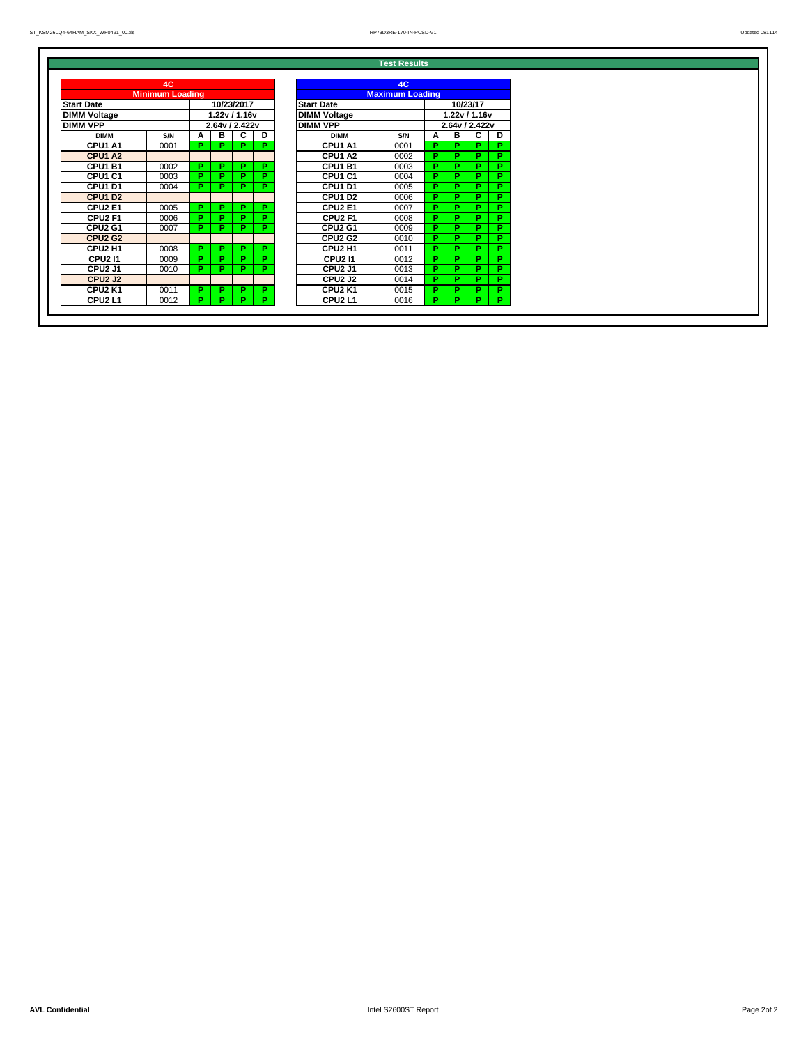## Test Results

| 4C Minimum Loading | | | | | |
|---|---|---|---|---|---|
| Start Date | | 10/23/2017 | | | |
| DIMM Voltage | | 1.22v / 1.16v | | | |
| DIMM VPP | | 2.64v / 2.422v | | | |
| DIMM | S/N | A | B | C | D |
| CPU1 A1 | 0001 | P | P | P | P |
| CPU1 A2 | | | | | |
| CPU1 B1 | 0002 | P | P | P | P |
| CPU1 C1 | 0003 | P | P | P | P |
| CPU1 D1 | 0004 | P | P | P | P |
| CPU1 D2 | | | | | |
| CPU2 E1 | 0005 | P | P | P | P |
| CPU2 F1 | 0006 | P | P | P | P |
| CPU2 G1 | 0007 | P | P | P | P |
| CPU2 G2 | | | | | |
| CPU2 H1 | 0008 | P | P | P | P |
| CPU2 I1 | 0009 | P | P | P | P |
| CPU2 J1 | 0010 | P | P | P | P |
| CPU2 J2 | | | | | |
| CPU2 K1 | 0011 | P | P | P | P |
| CPU2 L1 | 0012 | P | P | P | P |

| 4C Maximum Loading | | | | | |
|---|---|---|---|---|---|
| Start Date | | 10/23/17 | | | |
| DIMM Voltage | | 1.22v / 1.16v | | | |
| DIMM VPP | | 2.64v / 2.422v | | | |
| DIMM | S/N | A | B | C | D |
| CPU1 A1 | 0001 | P | P | P | P |
| CPU1 A2 | 0002 | P | P | P | P |
| CPU1 B1 | 0003 | P | P | P | P |
| CPU1 C1 | 0004 | P | P | P | P |
| CPU1 D1 | 0005 | P | P | P | P |
| CPU1 D2 | 0006 | P | P | P | P |
| CPU2 E1 | 0007 | P | P | P | P |
| CPU2 F1 | 0008 | P | P | P | P |
| CPU2 G1 | 0009 | P | P | P | P |
| CPU2 G2 | 0010 | P | P | P | P |
| CPU2 H1 | 0011 | P | P | P | P |
| CPU2 I1 | 0012 | P | P | P | P |
| CPU2 J1 | 0013 | P | P | P | P |
| CPU2 J2 | 0014 | P | P | P | P |
| CPU2 K1 | 0015 | P | P | P | P |
| CPU2 L1 | 0016 | P | P | P | P |